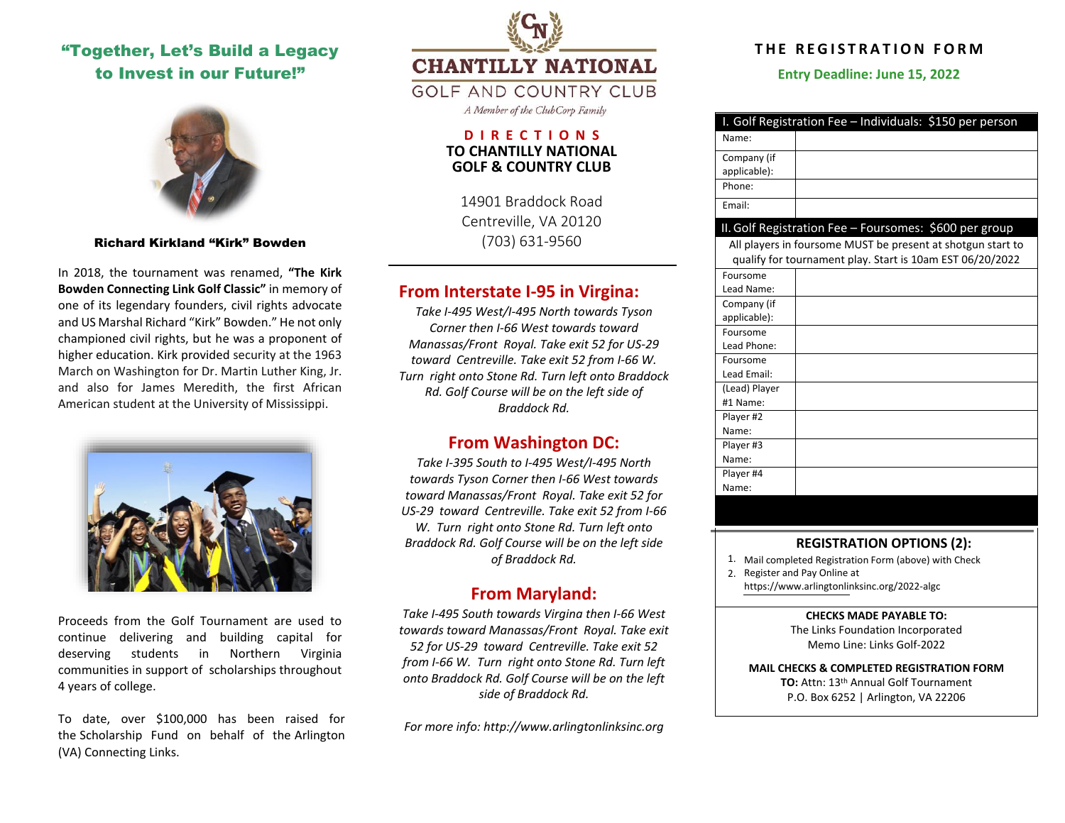## "Together, Let's Build a Legacy to Invest in our Future!"

**Richard Kirkland "Kirk" Bowden**

In 2018, the tournament was renamed, **"The Kirk Bowden Connecting Link Golf Classic"** in memory of one of its legendary founders, civil rights advocate and US Marshal Richard "Kirk" Bowden." He not only championed civil rights, but he was a proponent of higher education. Kirk provided security at the 1963 March on Washington for Dr. Martin Luther King, Jr. and also for James Meredith, the first African American student at the University of Mississippi.

Proceeds from the Golf Tournament are used to continue delivering and building capital for deserving students in Northern Virginia communities in support of scholarships throughout 4 years of college.

To date, over $100,000 has been raised for the Scholarship Fund on behalf of the Arlington (VA) Connecting Links.

**CHANTILLY NATIONAL**
GOLF AND COUNTRY CLUB
*A Member of the ClubCorp Family*

## DIRECTIONS TO CHANTILLY NATIONAL GOLF & COUNTRY CLUB

14901 Braddock Road
Centreville, VA 20120
(703) 631-9560

### From Interstate I-95 in Virgina:

*Take I-495 West/I-495 North towards Tyson Corner then I-66 West towards toward Manassas/Front Royal. Take exit 52 for US-29 toward Centreville. Take exit 52 from I-66 W. Turn right onto Stone Rd. Turn left onto Braddock Rd. Golf Course will be on the left side of Braddock Rd.*

### From Washington DC:

*Take I-395 South to I-495 West/I-495 North towards Tyson Corner then I-66 West towards toward Manassas/Front Royal. Take exit 52 for US-29 toward Centreville. Take exit 52 from I-66 W. Turn right onto Stone Rd. Turn left onto Braddock Rd. Golf Course will be on the left side of Braddock Rd.*

### From Maryland:

*Take I-495 South towards Virgina then I-66 West towards toward Manassas/Front Royal. Take exit 52 for US-29 toward Centreville. Take exit 52 from I-66 W. Turn right onto Stone Rd. Turn left onto Braddock Rd. Golf Course will be on the left side of Braddock Rd.*

*For more info: http://www.arlingtonlinksinc.org*

## THE REGISTRATION FORM

**Entry Deadline: June 15, 2022**

| I. Golf Registration Fee – Individuals: $150 per person | |
|---|---|
| Name: | |
| Company (if applicable): | |
| Phone: | |
| Email: | |

| II. Golf Registration Fee – Foursomes: $600 per group | |
|---|---|
| All players in foursome MUST be present at shotgun start to qualify for tournament play. Start is 10am EST 06/20/2022 | |
| Foursome Lead Name: | |
| Company (if applicable): | |
| Foursome Lead Phone: | |
| Foursome Lead Email: | |
| (Lead) Player #1 Name: | |
| Player #2 Name: | |
| Player #3 Name: | |
| Player #4 Name: | |

### REGISTRATION OPTIONS (2):

1. Mail completed Registration Form (above) with Check
2. Register and Pay Online at https://www.arlingtonlinksinc.org/2022-algc

**CHECKS MADE PAYABLE TO:**
The Links Foundation Incorporated
Memo Line: Links Golf-2022

**MAIL CHECKS & COMPLETED REGISTRATION FORM**
**TO:** Attn: 13th Annual Golf Tournament
P.O. Box 6252 | Arlington, VA 22206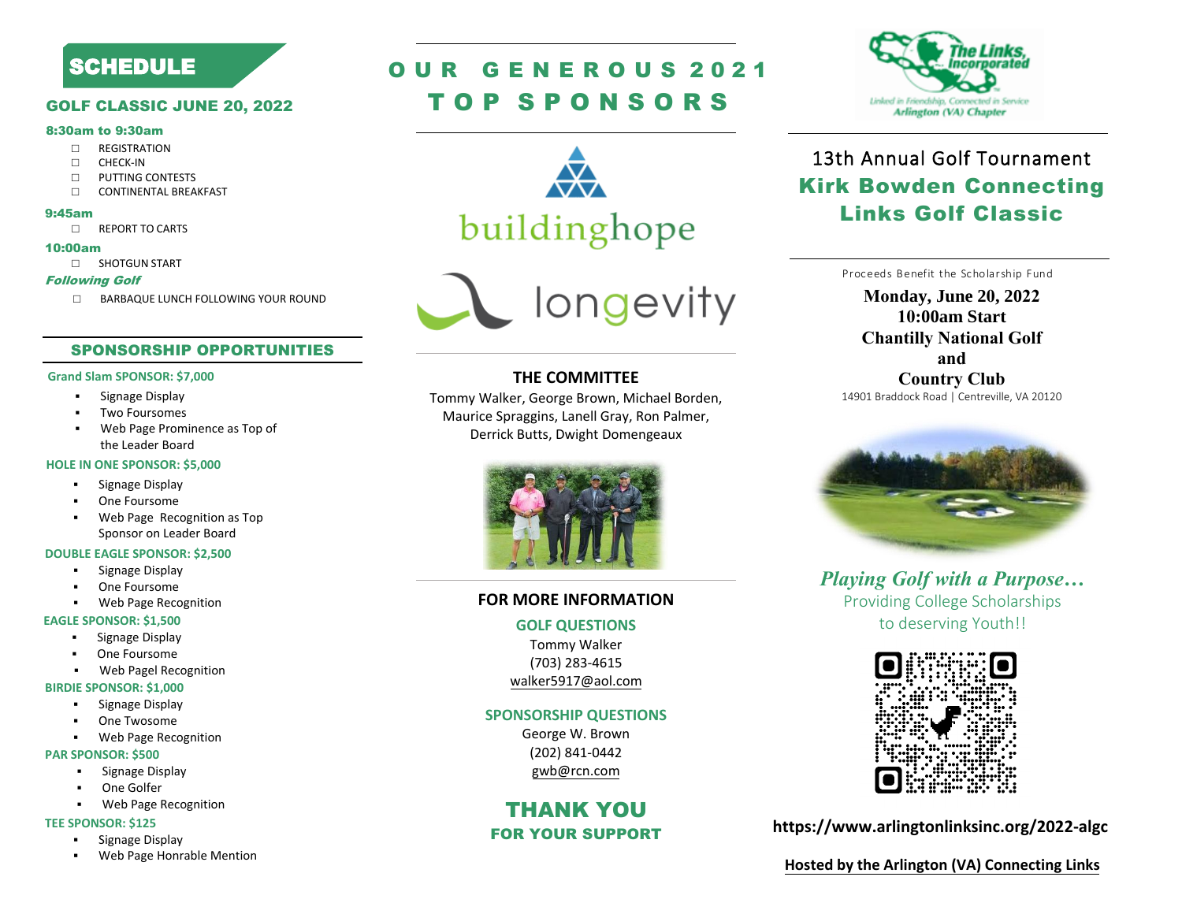## SCHEDULE

### GOLF CLASSIC JUNE 20, 2022

**8:30am to 9:30am**

- ☐ REGISTRATION
- ☐ CHECK-IN
- ☐ PUTTING CONTESTS
- ☐ CONTINENTAL BREAKFAST

**9:45am**

- ☐ REPORT TO CARTS

**10:00am**

- ☐ SHOTGUN START

***Following Golf***

- ☐ BARBAQUE LUNCH FOLLOWING YOUR ROUND

## SPONSORSHIP OPPORTUNITIES

**Grand Slam SPONSOR: $7,000**

- Signage Display
- Two Foursomes
- Web Page Prominence as Top of the Leader Board

**HOLE IN ONE SPONSOR: $5,000**

- Signage Display
- One Foursome
- Web Page Recognition as Top Sponsor on Leader Board

**DOUBLE EAGLE SPONSOR: $2,500**

- Signage Display
- One Foursome
- Web Page Recognition

**EAGLE SPONSOR: $1,500**

- Signage Display
- One Foursome
- Web Pagel Recognition

**BIRDIE SPONSOR: $1,000**

- Signage Display
- One Twosome
- Web Page Recognition

**PAR SPONSOR: $500**

- Signage Display
- One Golfer
- Web Page Recognition

**TEE SPONSOR: $125**

- Signage Display
- Web Page Honrable Mention

## OUR GENEROUS 2021 TOP SPONSORS

buildinghope

longevity

### THE COMMITTEE

Tommy Walker, George Brown, Michael Borden, Maurice Spraggins, Lanell Gray, Ron Palmer, Derrick Butts, Dwight Domengeaux

### FOR MORE INFORMATION

**GOLF QUESTIONS**

Tommy Walker
(703) 283-4615
walker5917@aol.com

**SPONSORSHIP QUESTIONS**

George W. Brown
(202) 841-0442
gwb@rcn.com

## THANK YOU

### FOR YOUR SUPPORT

The Links, Incorporated
Linked in Friendship, Connected in Service
Arlington (VA) Chapter

# 13th Annual Golf Tournament

# Kirk Bowden Connecting Links Golf Classic

Proceeds Benefit the Scholarship Fund

**Monday, June 20, 2022**
**10:00am Start**
**Chantilly National Golf and Country Club**

14901 Braddock Road | Centreville, VA 20120

***Playing Golf with a Purpose…***

Providing College Scholarships to deserving Youth!!

**https://www.arlingtonlinksinc.org/2022-algc**

**Hosted by the Arlington (VA) Connecting Links**